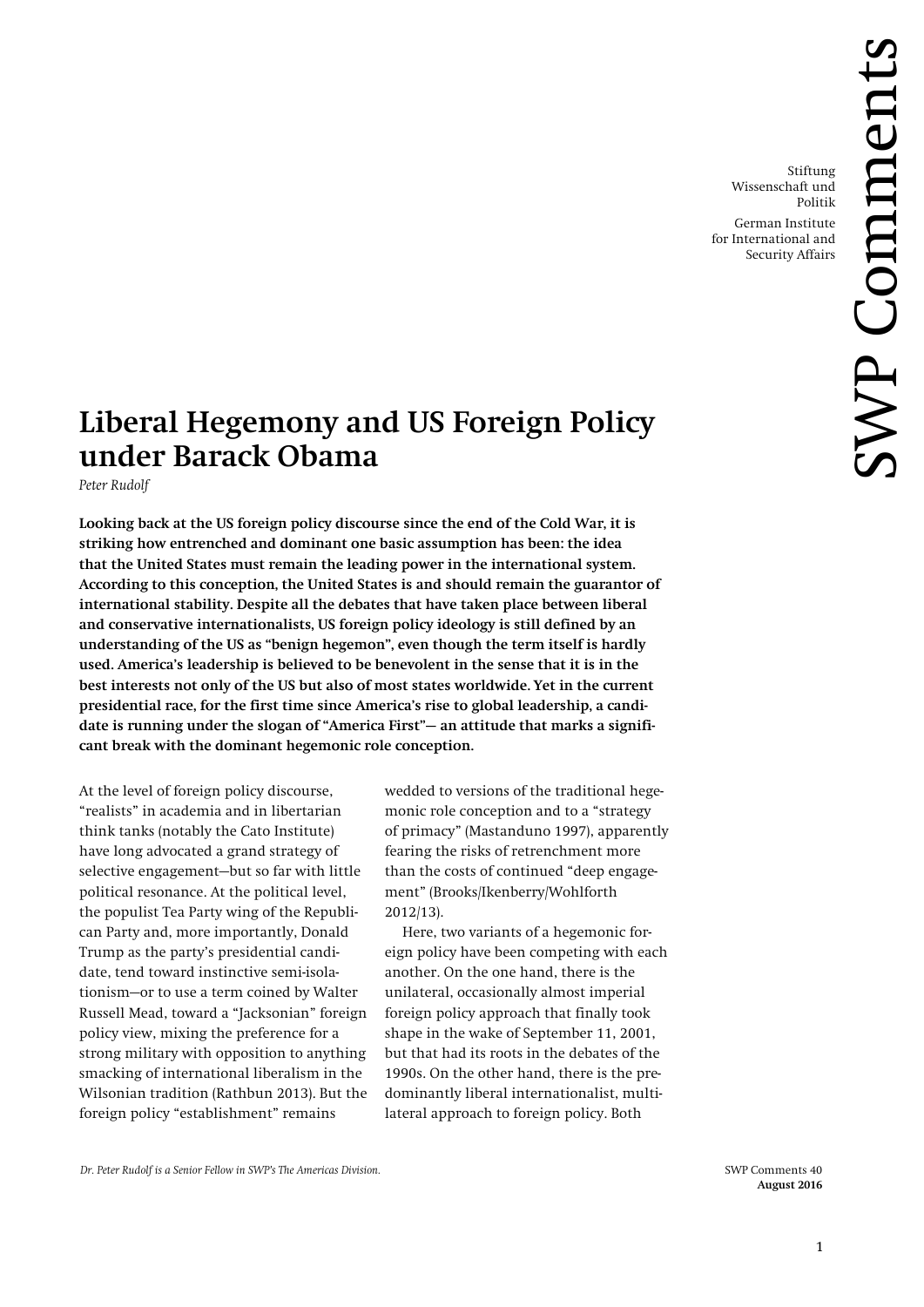Stiftung Wissenschaft und Politik

German Institute for International and Security Affairs

SWP Comments

# Liberal Hegemony and US Foreign Policy under Barack Obama

*Peter Rudolf*

**Looking back at the US foreign policy discourse since the end of the Cold War, it is striking how entrenched and dominant one basic assumption has been: the idea that the United States must remain the leading power in the international system. According to this conception, the United States is and should remain the guarantor of international stability. Despite all the debates that have taken place between liberal and conservative internationalists, US foreign policy ideology is still defined by an understanding of the US as "benign hegemon", even though the term itself is hardly used. America's leadership is believed to be benevolent in the sense that it is in the best interests not only of the US but also of most states worldwide. Yet in the current presidential race, for the first time since America's rise to global leadership, a candidate is running under the slogan of "America First"— an attitude that marks a significant break with the dominant hegemonic role conception.**

At the level of foreign policy discourse, "realists" in academia and in libertarian think tanks (notably the Cato Institute) have long advocated a grand strategy of selective engagement—but so far with little political resonance. At the political level, the populist Tea Party wing of the Republican Party and, more importantly, Donald Trump as the party's presidential candidate, tend toward instinctive semi-isolationism—or to use a term coined by Walter Russell Mead, toward a "Jacksonian" foreign policy view, mixing the preference for a strong military with opposition to anything smacking of international liberalism in the Wilsonian tradition (Rathbun 2013). But the foreign policy "establishment" remains wedded to versions of the traditional hegemonic role conception and to a "strategy of primacy" (Mastanduno 1997), apparently fearing the risks of retrenchment more than the costs of continued "deep engagement" (Brooks/Ikenberry/Wohlforth 2012/13).

Here, two variants of a hegemonic foreign policy have been competing with each another. On the one hand, there is the unilateral, occasionally almost imperial foreign policy approach that finally took shape in the wake of September 11, 2001, but that had its roots in the debates of the 1990s. On the other hand, there is the predominantly liberal internationalist, multilateral approach to foreign policy. Both

*Dr. Peter Rudolf is a Senior Fellow in SWP's The Americas Division.*

SWP Comments 40
**August 2016**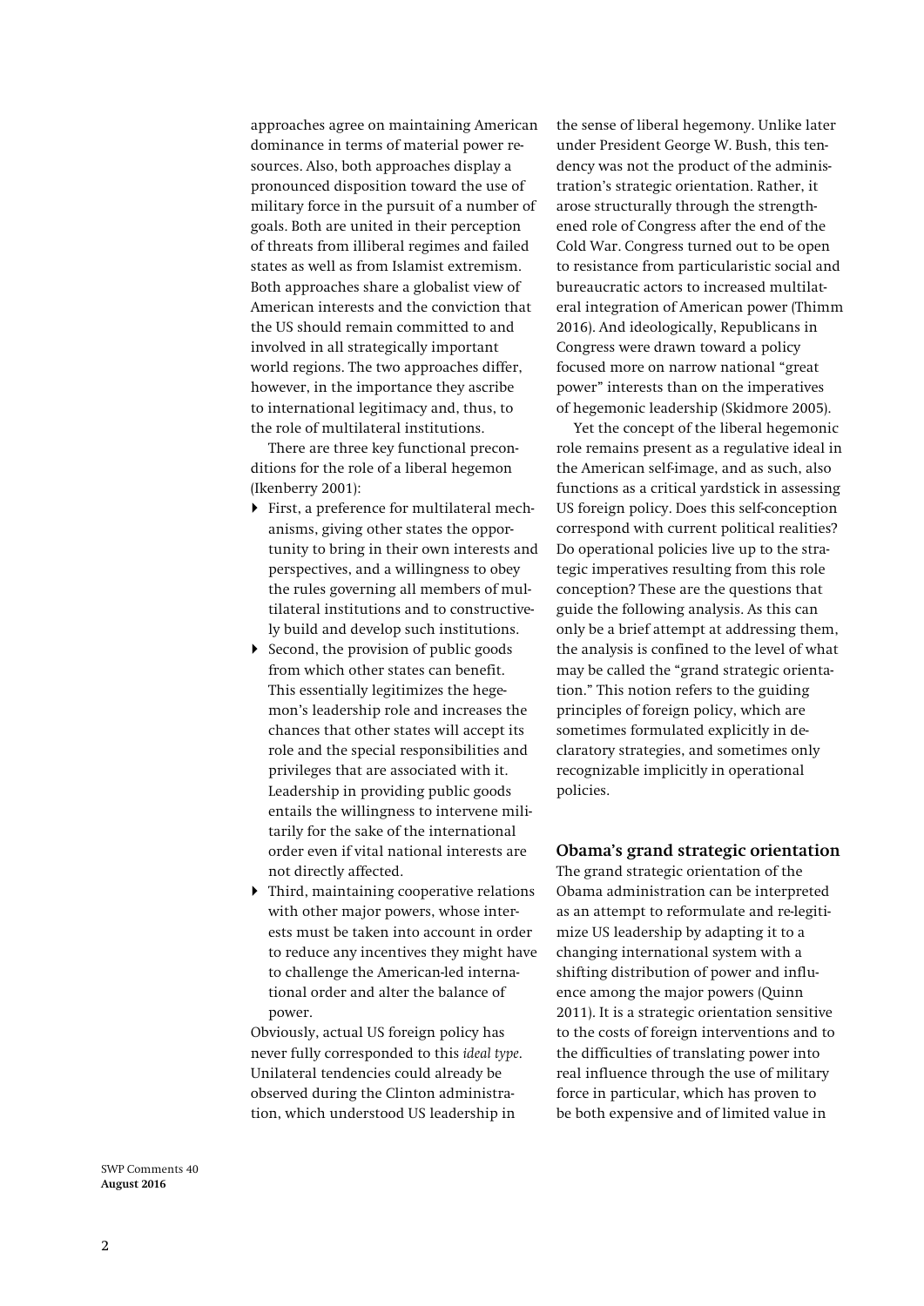approaches agree on maintaining American dominance in terms of material power resources. Also, both approaches display a pronounced disposition toward the use of military force in the pursuit of a number of goals. Both are united in their perception of threats from illiberal regimes and failed states as well as from Islamist extremism. Both approaches share a globalist view of American interests and the conviction that the US should remain committed to and involved in all strategically important world regions. The two approaches differ, however, in the importance they ascribe to international legitimacy and, thus, to the role of multilateral institutions.

There are three key functional preconditions for the role of a liberal hegemon (Ikenberry 2001):

- First, a preference for multilateral mechanisms, giving other states the opportunity to bring in their own interests and perspectives, and a willingness to obey the rules governing all members of multilateral institutions and to constructively build and develop such institutions.
- Second, the provision of public goods from which other states can benefit. This essentially legitimizes the hegemon's leadership role and increases the chances that other states will accept its role and the special responsibilities and privileges that are associated with it. Leadership in providing public goods entails the willingness to intervene militarily for the sake of the international order even if vital national interests are not directly affected.
- Third, maintaining cooperative relations with other major powers, whose interests must be taken into account in order to reduce any incentives they might have to challenge the American-led international order and alter the balance of power.

Obviously, actual US foreign policy has never fully corresponded to this *ideal type*. Unilateral tendencies could already be observed during the Clinton administration, which understood US leadership in the sense of liberal hegemony. Unlike later under President George W. Bush, this tendency was not the product of the administration's strategic orientation. Rather, it arose structurally through the strengthened role of Congress after the end of the Cold War. Congress turned out to be open to resistance from particularistic social and bureaucratic actors to increased multilateral integration of American power (Thimm 2016). And ideologically, Republicans in Congress were drawn toward a policy focused more on narrow national "great power" interests than on the imperatives of hegemonic leadership (Skidmore 2005).

Yet the concept of the liberal hegemonic role remains present as a regulative ideal in the American self-image, and as such, also functions as a critical yardstick in assessing US foreign policy. Does this self-conception correspond with current political realities? Do operational policies live up to the strategic imperatives resulting from this role conception? These are the questions that guide the following analysis. As this can only be a brief attempt at addressing them, the analysis is confined to the level of what may be called the "grand strategic orientation." This notion refers to the guiding principles of foreign policy, which are sometimes formulated explicitly in declaratory strategies, and sometimes only recognizable implicitly in operational policies.

## Obama's grand strategic orientation

The grand strategic orientation of the Obama administration can be interpreted as an attempt to reformulate and re-legitimize US leadership by adapting it to a changing international system with a shifting distribution of power and influence among the major powers (Quinn 2011). It is a strategic orientation sensitive to the costs of foreign interventions and to the difficulties of translating power into real influence through the use of military force in particular, which has proven to be both expensive and of limited value in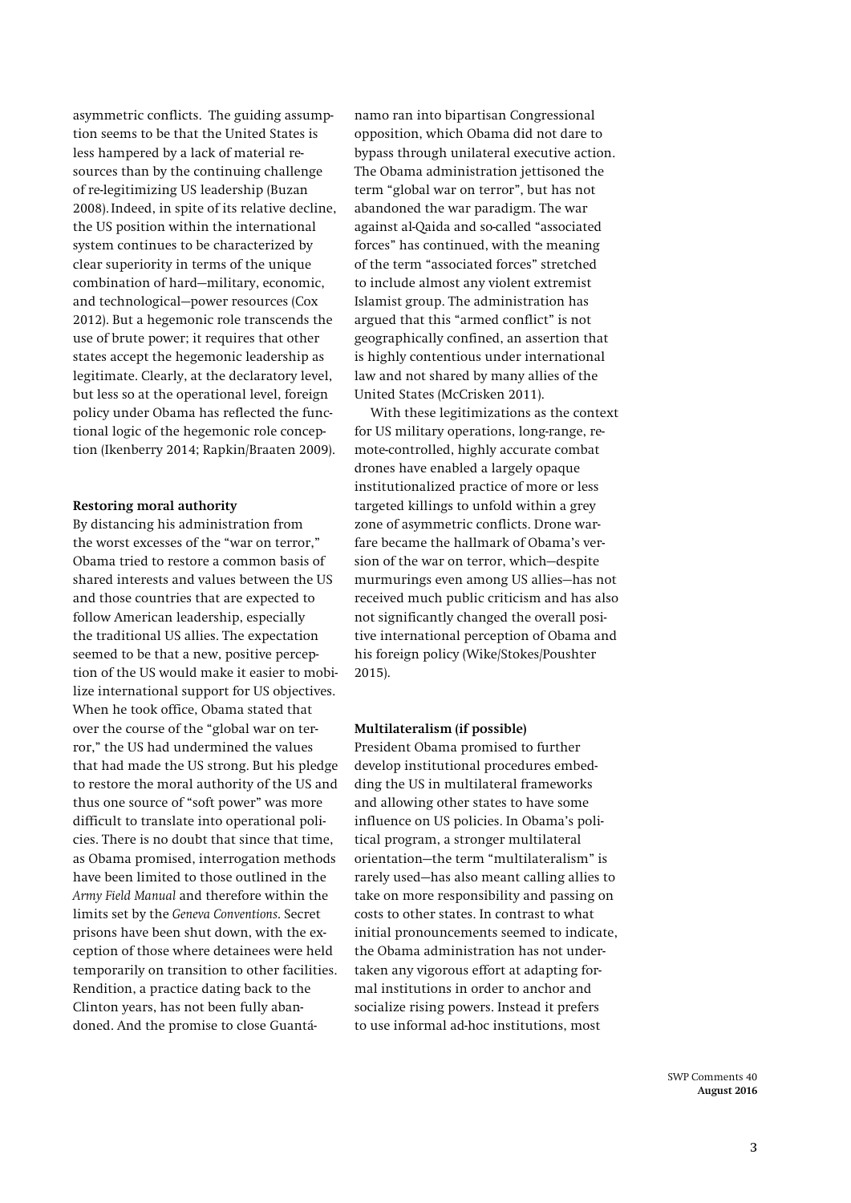asymmetric conflicts. The guiding assumption seems to be that the United States is less hampered by a lack of material resources than by the continuing challenge of re-legitimizing US leadership (Buzan 2008). Indeed, in spite of its relative decline, the US position within the international system continues to be characterized by clear superiority in terms of the unique combination of hard—military, economic, and technological—power resources (Cox 2012). But a hegemonic role transcends the use of brute power; it requires that other states accept the hegemonic leadership as legitimate. Clearly, at the declaratory level, but less so at the operational level, foreign policy under Obama has reflected the functional logic of the hegemonic role conception (Ikenberry 2014; Rapkin/Braaten 2009).

**Restoring moral authority**

By distancing his administration from the worst excesses of the "war on terror," Obama tried to restore a common basis of shared interests and values between the US and those countries that are expected to follow American leadership, especially the traditional US allies. The expectation seemed to be that a new, positive perception of the US would make it easier to mobilize international support for US objectives. When he took office, Obama stated that over the course of the "global war on terror," the US had undermined the values that had made the US strong. But his pledge to restore the moral authority of the US and thus one source of "soft power" was more difficult to translate into operational policies. There is no doubt that since that time, as Obama promised, interrogation methods have been limited to those outlined in the *Army Field Manual* and therefore within the limits set by the *Geneva Conventions*. Secret prisons have been shut down, with the exception of those where detainees were held temporarily on transition to other facilities. Rendition, a practice dating back to the Clinton years, has not been fully abandoned. And the promise to close Guantánamo ran into bipartisan Congressional opposition, which Obama did not dare to bypass through unilateral executive action. The Obama administration jettisoned the term "global war on terror", but has not abandoned the war paradigm. The war against al-Qaida and so-called "associated forces" has continued, with the meaning of the term "associated forces" stretched to include almost any violent extremist Islamist group. The administration has argued that this "armed conflict" is not geographically confined, an assertion that is highly contentious under international law and not shared by many allies of the United States (McCrisken 2011).

With these legitimizations as the context for US military operations, long-range, remote-controlled, highly accurate combat drones have enabled a largely opaque institutionalized practice of more or less targeted killings to unfold within a grey zone of asymmetric conflicts. Drone warfare became the hallmark of Obama's version of the war on terror, which—despite murmurings even among US allies—has not received much public criticism and has also not significantly changed the overall positive international perception of Obama and his foreign policy (Wike/Stokes/Poushter 2015).

**Multilateralism (if possible)**

President Obama promised to further develop institutional procedures embedding the US in multilateral frameworks and allowing other states to have some influence on US policies. In Obama's political program, a stronger multilateral orientation—the term "multilateralism" is rarely used—has also meant calling allies to take on more responsibility and passing on costs to other states. In contrast to what initial pronouncements seemed to indicate, the Obama administration has not undertaken any vigorous effort at adapting formal institutions in order to anchor and socialize rising powers. Instead it prefers to use informal ad-hoc institutions, most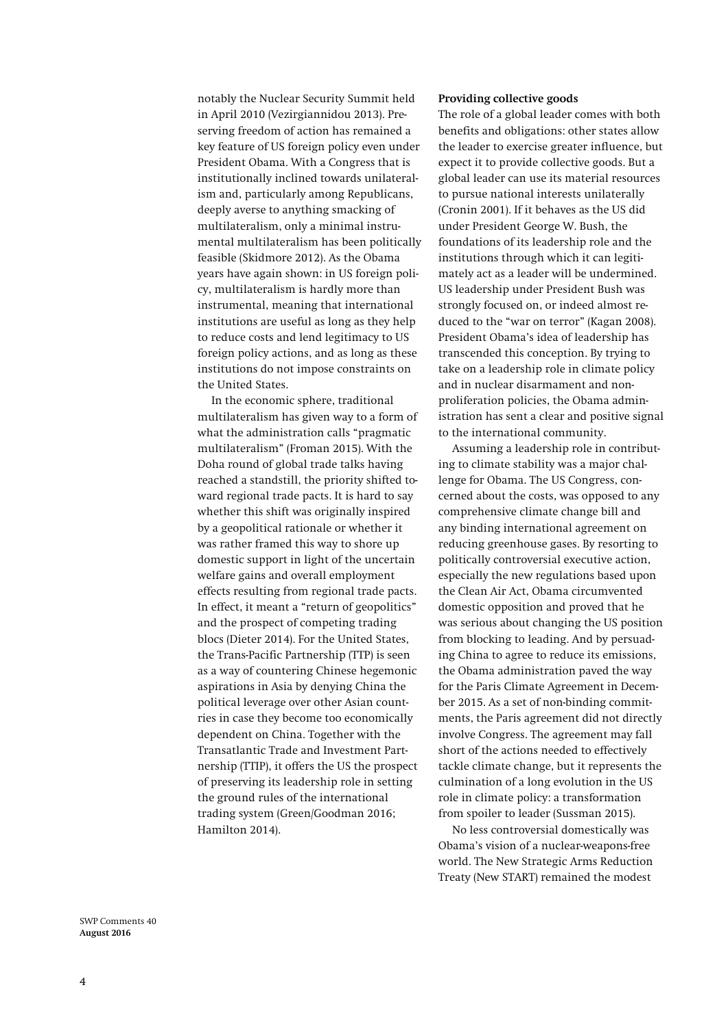notably the Nuclear Security Summit held in April 2010 (Vezirgiannidou 2013). Preserving freedom of action has remained a key feature of US foreign policy even under President Obama. With a Congress that is institutionally inclined towards unilateralism and, particularly among Republicans, deeply averse to anything smacking of multilateralism, only a minimal instrumental multilateralism has been politically feasible (Skidmore 2012). As the Obama years have again shown: in US foreign policy, multilateralism is hardly more than instrumental, meaning that international institutions are useful as long as they help to reduce costs and lend legitimacy to US foreign policy actions, and as long as these institutions do not impose constraints on the United States.

In the economic sphere, traditional multilateralism has given way to a form of what the administration calls "pragmatic multilateralism" (Froman 2015). With the Doha round of global trade talks having reached a standstill, the priority shifted toward regional trade pacts. It is hard to say whether this shift was originally inspired by a geopolitical rationale or whether it was rather framed this way to shore up domestic support in light of the uncertain welfare gains and overall employment effects resulting from regional trade pacts. In effect, it meant a "return of geopolitics" and the prospect of competing trading blocs (Dieter 2014). For the United States, the Trans-Pacific Partnership (TTP) is seen as a way of countering Chinese hegemonic aspirations in Asia by denying China the political leverage over other Asian countries in case they become too economically dependent on China. Together with the Transatlantic Trade and Investment Partnership (TTIP), it offers the US the prospect of preserving its leadership role in setting the ground rules of the international trading system (Green/Goodman 2016; Hamilton 2014).

**Providing collective goods**

The role of a global leader comes with both benefits and obligations: other states allow the leader to exercise greater influence, but expect it to provide collective goods. But a global leader can use its material resources to pursue national interests unilaterally (Cronin 2001). If it behaves as the US did under President George W. Bush, the foundations of its leadership role and the institutions through which it can legitimately act as a leader will be undermined. US leadership under President Bush was strongly focused on, or indeed almost reduced to the "war on terror" (Kagan 2008). President Obama's idea of leadership has transcended this conception. By trying to take on a leadership role in climate policy and in nuclear disarmament and non-proliferation policies, the Obama administration has sent a clear and positive signal to the international community.

Assuming a leadership role in contributing to climate stability was a major challenge for Obama. The US Congress, concerned about the costs, was opposed to any comprehensive climate change bill and any binding international agreement on reducing greenhouse gases. By resorting to politically controversial executive action, especially the new regulations based upon the Clean Air Act, Obama circumvented domestic opposition and proved that he was serious about changing the US position from blocking to leading. And by persuading China to agree to reduce its emissions, the Obama administration paved the way for the Paris Climate Agreement in December 2015. As a set of non-binding commitments, the Paris agreement did not directly involve Congress. The agreement may fall short of the actions needed to effectively tackle climate change, but it represents the culmination of a long evolution in the US role in climate policy: a transformation from spoiler to leader (Sussman 2015).

No less controversial domestically was Obama's vision of a nuclear-weapons-free world. The New Strategic Arms Reduction Treaty (New START) remained the modest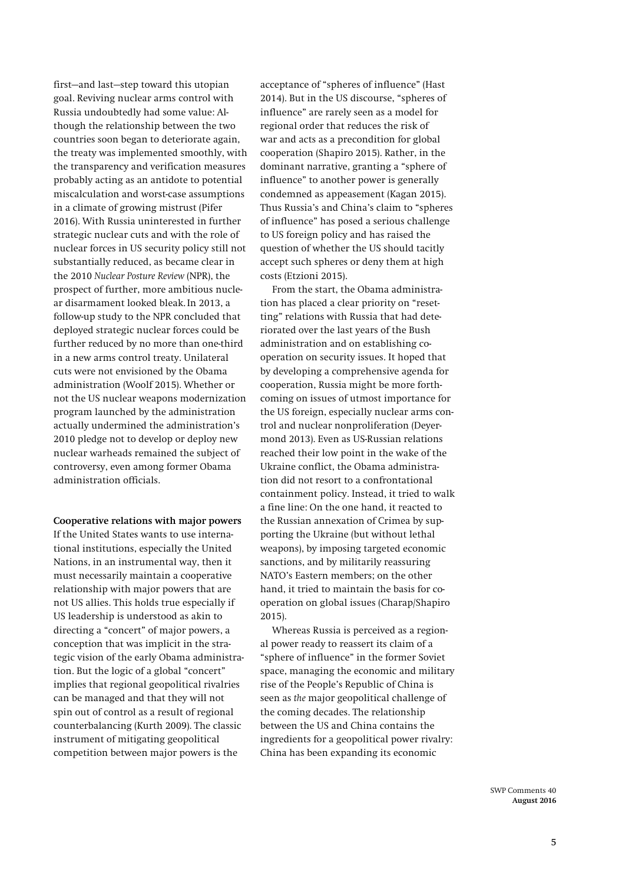first—and last—step toward this utopian goal. Reviving nuclear arms control with Russia undoubtedly had some value: Although the relationship between the two countries soon began to deteriorate again, the treaty was implemented smoothly, with the transparency and verification measures probably acting as an antidote to potential miscalculation and worst-case assumptions in a climate of growing mistrust (Pifer 2016). With Russia uninterested in further strategic nuclear cuts and with the role of nuclear forces in US security policy still not substantially reduced, as became clear in the 2010 *Nuclear Posture Review* (NPR), the prospect of further, more ambitious nuclear disarmament looked bleak. In 2013, a follow-up study to the NPR concluded that deployed strategic nuclear forces could be further reduced by no more than one-third in a new arms control treaty. Unilateral cuts were not envisioned by the Obama administration (Woolf 2015). Whether or not the US nuclear weapons modernization program launched by the administration actually undermined the administration's 2010 pledge not to develop or deploy new nuclear warheads remained the subject of controversy, even among former Obama administration officials.

**Cooperative relations with major powers**

If the United States wants to use international institutions, especially the United Nations, in an instrumental way, then it must necessarily maintain a cooperative relationship with major powers that are not US allies. This holds true especially if US leadership is understood as akin to directing a "concert" of major powers, a conception that was implicit in the strategic vision of the early Obama administration. But the logic of a global "concert" implies that regional geopolitical rivalries can be managed and that they will not spin out of control as a result of regional counterbalancing (Kurth 2009). The classic instrument of mitigating geopolitical competition between major powers is the acceptance of "spheres of influence" (Hast 2014). But in the US discourse, "spheres of influence" are rarely seen as a model for regional order that reduces the risk of war and acts as a precondition for global cooperation (Shapiro 2015). Rather, in the dominant narrative, granting a "sphere of influence" to another power is generally condemned as appeasement (Kagan 2015). Thus Russia's and China's claim to "spheres of influence" has posed a serious challenge to US foreign policy and has raised the question of whether the US should tacitly accept such spheres or deny them at high costs (Etzioni 2015).

From the start, the Obama administration has placed a clear priority on "resetting" relations with Russia that had deteriorated over the last years of the Bush administration and on establishing cooperation on security issues. It hoped that by developing a comprehensive agenda for cooperation, Russia might be more forthcoming on issues of utmost importance for the US foreign, especially nuclear arms control and nuclear nonproliferation (Deyermond 2013). Even as US-Russian relations reached their low point in the wake of the Ukraine conflict, the Obama administration did not resort to a confrontational containment policy. Instead, it tried to walk a fine line: On the one hand, it reacted to the Russian annexation of Crimea by supporting the Ukraine (but without lethal weapons), by imposing targeted economic sanctions, and by militarily reassuring NATO's Eastern members; on the other hand, it tried to maintain the basis for cooperation on global issues (Charap/Shapiro 2015).

Whereas Russia is perceived as a regional power ready to reassert its claim of a "sphere of influence" in the former Soviet space, managing the economic and military rise of the People's Republic of China is seen as *the* major geopolitical challenge of the coming decades. The relationship between the US and China contains the ingredients for a geopolitical power rivalry: China has been expanding its economic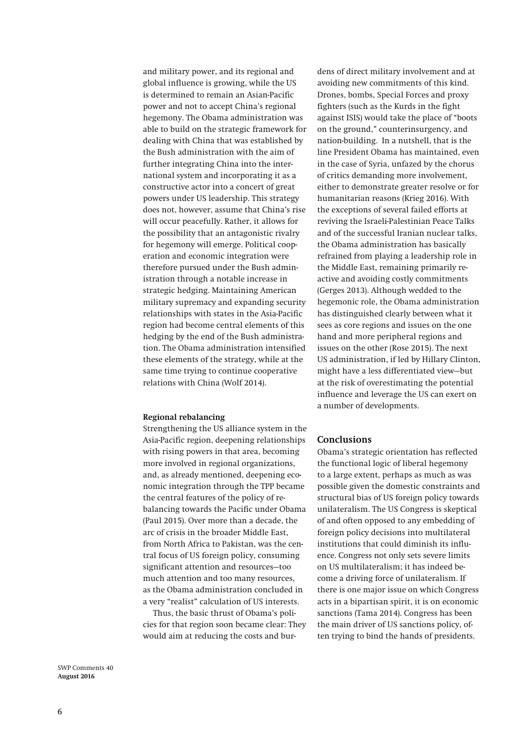and military power, and its regional and global influence is growing, while the US is determined to remain an Asian-Pacific power and not to accept China's regional hegemony. The Obama administration was able to build on the strategic framework for dealing with China that was established by the Bush administration with the aim of further integrating China into the international system and incorporating it as a constructive actor into a concert of great powers under US leadership. This strategy does not, however, assume that China's rise will occur peacefully. Rather, it allows for the possibility that an antagonistic rivalry for hegemony will emerge. Political cooperation and economic integration were therefore pursued under the Bush administration through a notable increase in strategic hedging. Maintaining American military supremacy and expanding security relationships with states in the Asia-Pacific region had become central elements of this hedging by the end of the Bush administration. The Obama administration intensified these elements of the strategy, while at the same time trying to continue cooperative relations with China (Wolf 2014).

**Regional rebalancing**

Strengthening the US alliance system in the Asia-Pacific region, deepening relationships with rising powers in that area, becoming more involved in regional organizations, and, as already mentioned, deepening economic integration through the TPP became the central features of the policy of rebalancing towards the Pacific under Obama (Paul 2015). Over more than a decade, the arc of crisis in the broader Middle East, from North Africa to Pakistan, was the central focus of US foreign policy, consuming significant attention and resources—too much attention and too many resources, as the Obama administration concluded in a very "realist" calculation of US interests.

Thus, the basic thrust of Obama's policies for that region soon became clear: They would aim at reducing the costs and burdens of direct military involvement and at avoiding new commitments of this kind. Drones, bombs, Special Forces and proxy fighters (such as the Kurds in the fight against ISIS) would take the place of "boots on the ground," counterinsurgency, and nation-building. In a nutshell, that is the line President Obama has maintained, even in the case of Syria, unfazed by the chorus of critics demanding more involvement, either to demonstrate greater resolve or for humanitarian reasons (Krieg 2016). With the exceptions of several failed efforts at reviving the Israeli-Palestinian Peace Talks and of the successful Iranian nuclear talks, the Obama administration has basically refrained from playing a leadership role in the Middle East, remaining primarily reactive and avoiding costly commitments (Gerges 2013). Although wedded to the hegemonic role, the Obama administration has distinguished clearly between what it sees as core regions and issues on the one hand and more peripheral regions and issues on the other (Rose 2015). The next US administration, if led by Hillary Clinton, might have a less differentiated view—but at the risk of overestimating the potential influence and leverage the US can exert on a number of developments.

## Conclusions

Obama's strategic orientation has reflected the functional logic of liberal hegemony to a large extent, perhaps as much as was possible given the domestic constraints and structural bias of US foreign policy towards unilateralism. The US Congress is skeptical of and often opposed to any embedding of foreign policy decisions into multilateral institutions that could diminish its influence. Congress not only sets severe limits on US multilateralism; it has indeed become a driving force of unilateralism. If there is one major issue on which Congress acts in a bipartisan spirit, it is on economic sanctions (Tama 2014). Congress has been the main driver of US sanctions policy, often trying to bind the hands of presidents.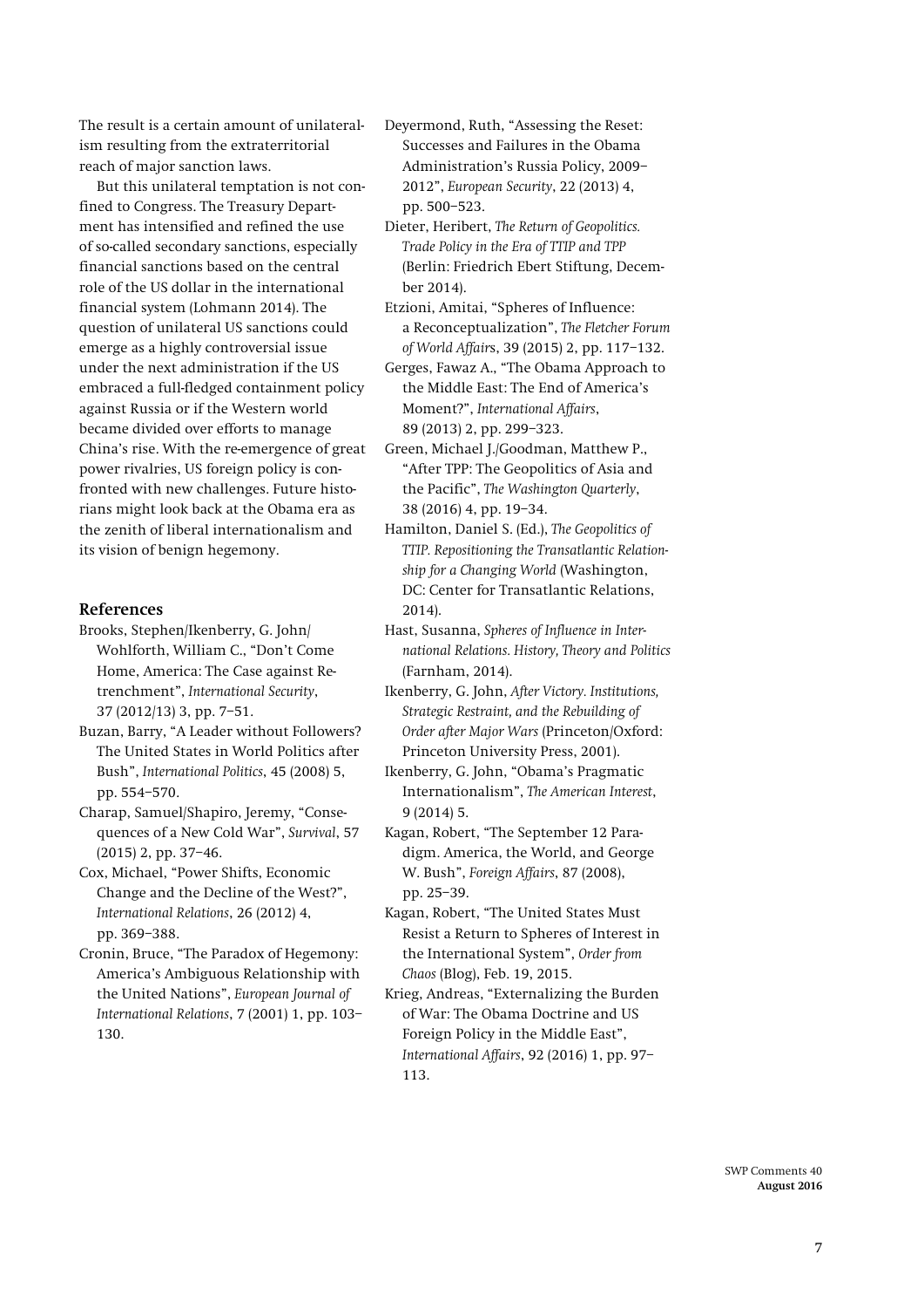The result is a certain amount of unilateralism resulting from the extraterritorial reach of major sanction laws.

But this unilateral temptation is not confined to Congress. The Treasury Department has intensified and refined the use of so-called secondary sanctions, especially financial sanctions based on the central role of the US dollar in the international financial system (Lohmann 2014). The question of unilateral US sanctions could emerge as a highly controversial issue under the next administration if the US embraced a full-fledged containment policy against Russia or if the Western world became divided over efforts to manage China's rise. With the re-emergence of great power rivalries, US foreign policy is confronted with new challenges. Future historians might look back at the Obama era as the zenith of liberal internationalism and its vision of benign hegemony.

## References

Brooks, Stephen/Ikenberry, G. John/Wohlforth, William C., "Don't Come Home, America: The Case against Retrenchment", *International Security*, 37 (2012/13) 3, pp. 7–51.

Buzan, Barry, "A Leader without Followers? The United States in World Politics after Bush", *International Politics*, 45 (2008) 5, pp. 554–570.

Charap, Samuel/Shapiro, Jeremy, "Consequences of a New Cold War", *Survival*, 57 (2015) 2, pp. 37–46.

Cox, Michael, "Power Shifts, Economic Change and the Decline of the West?", *International Relations*, 26 (2012) 4, pp. 369–388.

Cronin, Bruce, "The Paradox of Hegemony: America's Ambiguous Relationship with the United Nations", *European Journal of International Relations*, 7 (2001) 1, pp. 103–130.

Deyermond, Ruth, "Assessing the Reset: Successes and Failures in the Obama Administration's Russia Policy, 2009–2012", *European Security*, 22 (2013) 4, pp. 500–523.

Dieter, Heribert, *The Return of Geopolitics. Trade Policy in the Era of TTIP and TPP* (Berlin: Friedrich Ebert Stiftung, December 2014).

Etzioni, Amitai, "Spheres of Influence: a Reconceptualization", *The Fletcher Forum of World Affairs*, 39 (2015) 2, pp. 117–132.

Gerges, Fawaz A., "The Obama Approach to the Middle East: The End of America's Moment?", *International Affairs*, 89 (2013) 2, pp. 299–323.

Green, Michael J./Goodman, Matthew P., "After TPP: The Geopolitics of Asia and the Pacific", *The Washington Quarterly*, 38 (2016) 4, pp. 19–34.

Hamilton, Daniel S. (Ed.), *The Geopolitics of TTIP. Repositioning the Transatlantic Relationship for a Changing World* (Washington, DC: Center for Transatlantic Relations, 2014).

Hast, Susanna, *Spheres of Influence in International Relations. History, Theory and Politics* (Farnham, 2014).

Ikenberry, G. John, *After Victory. Institutions, Strategic Restraint, and the Rebuilding of Order after Major Wars* (Princeton/Oxford: Princeton University Press, 2001).

Ikenberry, G. John, "Obama's Pragmatic Internationalism", *The American Interest*, 9 (2014) 5.

Kagan, Robert, "The September 12 Paradigm. America, the World, and George W. Bush", *Foreign Affairs*, 87 (2008), pp. 25–39.

Kagan, Robert, "The United States Must Resist a Return to Spheres of Interest in the International System", *Order from Chaos* (Blog), Feb. 19, 2015.

Krieg, Andreas, "Externalizing the Burden of War: The Obama Doctrine and US Foreign Policy in the Middle East", *International Affairs*, 92 (2016) 1, pp. 97–113.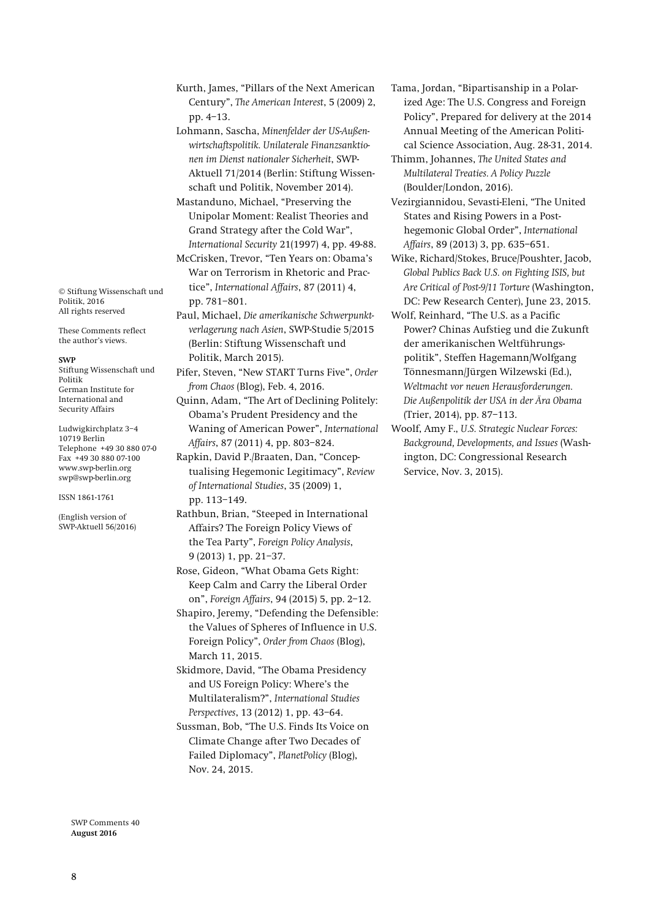Kurth, James, “Pillars of the Next American Century”, *The American Interest*, 5 (2009) 2, pp. 4–13.

Lohmann, Sascha, *Minenfelder der US-Außenwirtschaftspolitik. Unilaterale Finanzsanktionen im Dienst nationaler Sicherheit*, SWP-Aktuell 71/2014 (Berlin: Stiftung Wissenschaft und Politik, November 2014).

Mastanduno, Michael, “Preserving the Unipolar Moment: Realist Theories and Grand Strategy after the Cold War”, *International Security* 21(1997) 4, pp. 49-88.

McCrisken, Trevor, “Ten Years on: Obama’s War on Terrorism in Rhetoric and Practice”, *International Affairs*, 87 (2011) 4, pp. 781–801.

Paul, Michael, *Die amerikanische Schwerpunktverlagerung nach Asien*, SWP-Studie 5/2015 (Berlin: Stiftung Wissenschaft und Politik, March 2015).

Pifer, Steven, “New START Turns Five”, *Order from Chaos* (Blog), Feb. 4, 2016.

Quinn, Adam, “The Art of Declining Politely: Obama’s Prudent Presidency and the Waning of American Power”, *International Affairs*, 87 (2011) 4, pp. 803–824.

Rapkin, David P./Braaten, Dan, “Conceptualising Hegemonic Legitimacy”, *Review of International Studies*, 35 (2009) 1, pp. 113–149.

Rathbun, Brian, “Steeped in International Affairs? The Foreign Policy Views of the Tea Party”, *Foreign Policy Analysis*, 9 (2013) 1, pp. 21–37.

Rose, Gideon, “What Obama Gets Right: Keep Calm and Carry the Liberal Order on”, *Foreign Affairs*, 94 (2015) 5, pp. 2–12.

Shapiro, Jeremy, “Defending the Defensible: the Values of Spheres of Influence in U.S. Foreign Policy”, *Order from Chaos* (Blog), March 11, 2015.

Skidmore, David, “The Obama Presidency and US Foreign Policy: Where’s the Multilateralism?”, *International Studies Perspectives*, 13 (2012) 1, pp. 43–64.

Sussman, Bob, “The U.S. Finds Its Voice on Climate Change after Two Decades of Failed Diplomacy”, *PlanetPolicy* (Blog), Nov. 24, 2015.

Tama, Jordan, “Bipartisanship in a Polarized Age: The U.S. Congress and Foreign Policy”, Prepared for delivery at the 2014 Annual Meeting of the American Political Science Association, Aug. 28-31, 2014.

Thimm, Johannes, *The United States and Multilateral Treaties. A Policy Puzzle* (Boulder/London, 2016).

Vezirgiannidou, Sevasti-Eleni, “The United States and Rising Powers in a Post-hegemonic Global Order”, *International Affairs*, 89 (2013) 3, pp. 635–651.

Wike, Richard/Stokes, Bruce/Poushter, Jacob, *Global Publics Back U.S. on Fighting ISIS, but Are Critical of Post-9/11 Torture* (Washington, DC: Pew Research Center), June 23, 2015.

Wolf, Reinhard, “The U.S. as a Pacific Power? Chinas Aufstieg und die Zukunft der amerikanischen Weltführungspolitik”, Steffen Hagemann/Wolfgang Tönnesmann/Jürgen Wilzewski (Ed.), *Weltmacht vor neuen Herausforderungen. Die Außenpolitik der USA in der Ära Obama* (Trier, 2014), pp. 87–113.

Woolf, Amy F., *U.S. Strategic Nuclear Forces: Background, Developments, and Issues* (Washington, DC: Congressional Research Service, Nov. 3, 2015).

© Stiftung Wissenschaft und Politik, 2016
All rights reserved

These Comments reflect the author’s views.

**SWP**
Stiftung Wissenschaft und Politik
German Institute for International and Security Affairs

Ludwigkirchplatz 3–4
10719 Berlin
Telephone +49 30 880 07-0
Fax +49 30 880 07-100
www.swp-berlin.org
swp@swp-berlin.org

ISSN 1861-1761

(English version of SWP-Aktuell 56/2016)